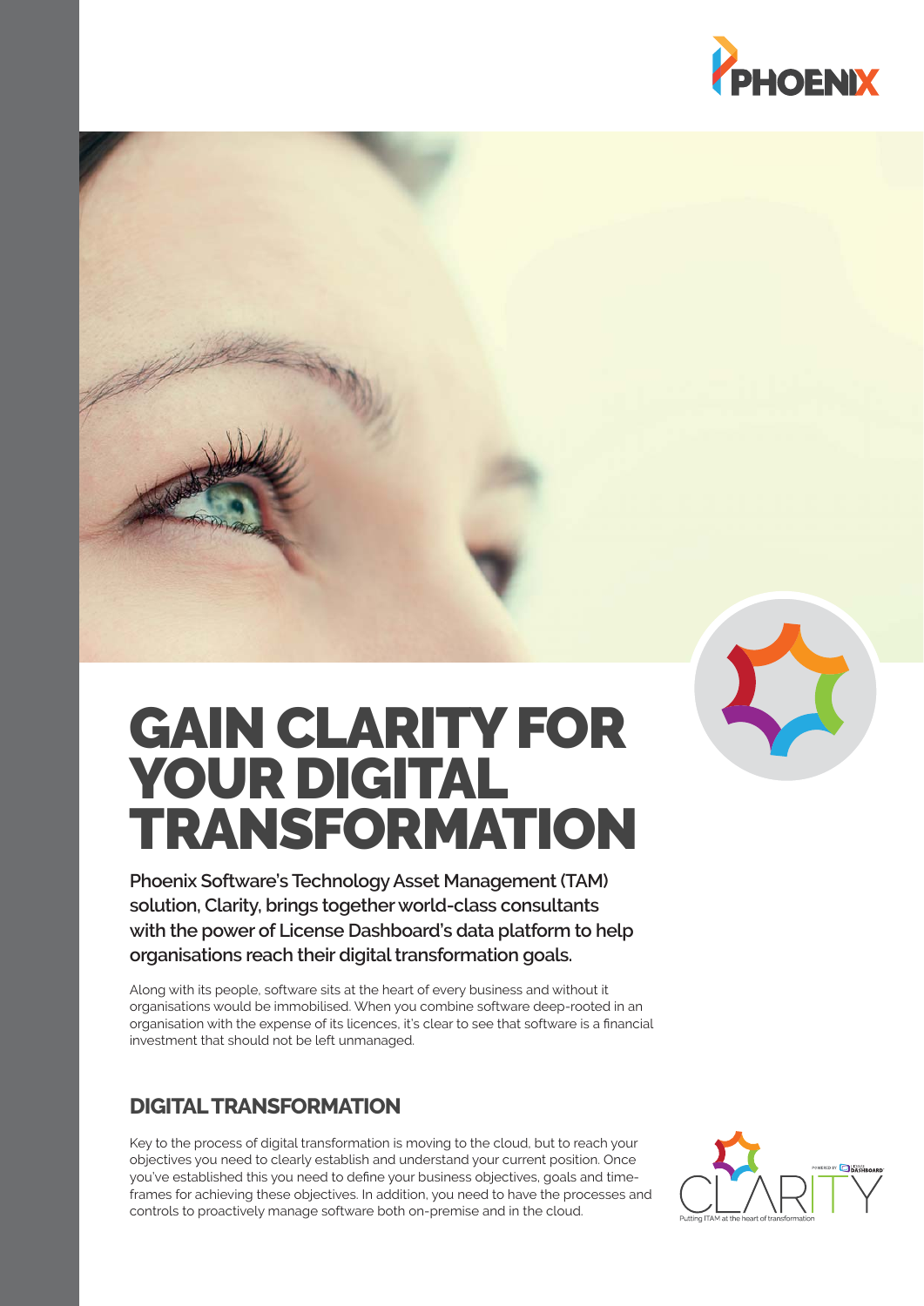# GAIN CLARITY FOR YOUR DIGITAL TRANSFORMATION

**Phoenix Software's Technology Asset Management (TAM) solution, Clarity, brings together world-class consultants with the power of License Dashboard's data platform to help organisations reach their digital transformation goals.**

Along with its people, software sits at the heart of every business and without it organisations would be immobilised. When you combine software deep-rooted in an organisation with the expense of its licences, it's clear to see that software is a financial investment that should not be left unmanaged.

## DIGITAL TRANSFORMATION

Key to the process of digital transformation is moving to the cloud, but to reach your objectives you need to clearly establish and understand your current position. Once you've established this you need to define your business objectives, goals and time-frames for achieving these objectives. In addition, you need to have the processes and controls to proactively manage software both on-premise and in the cloud.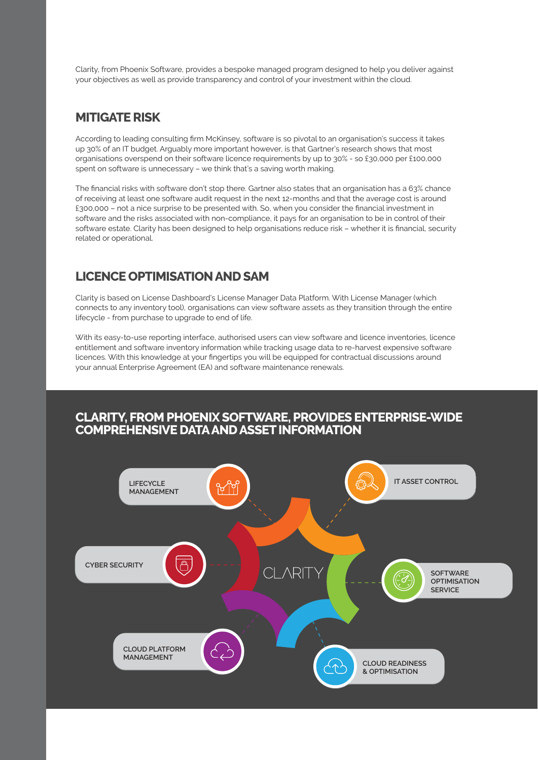Clarity, from Phoenix Software, provides a bespoke managed program designed to help you deliver against your objectives as well as provide transparency and control of your investment within the cloud.

## MITIGATE RISK

According to leading consulting firm McKinsey, software is so pivotal to an organisation's success it takes up 30% of an IT budget. Arguably more important however, is that Gartner's research shows that most organisations overspend on their software licence requirements by up to 30% - so £30,000 per £100,000 spent on software is unnecessary – we think that's a saving worth making.

The financial risks with software don't stop there. Gartner also states that an organisation has a 63% chance of receiving at least one software audit request in the next 12-months and that the average cost is around £300,000 – not a nice surprise to be presented with. So, when you consider the financial investment in software and the risks associated with non-compliance, it pays for an organisation to be in control of their software estate. Clarity has been designed to help organisations reduce risk – whether it is financial, security related or operational.

## LICENCE OPTIMISATION AND SAM

Clarity is based on License Dashboard's License Manager Data Platform. With License Manager (which connects to any inventory tool), organisations can view software assets as they transition through the entire lifecycle - from purchase to upgrade to end of life.

With its easy-to-use reporting interface, authorised users can view software and licence inventories, licence entitlement and software inventory information while tracking usage data to re-harvest expensive software licences. With this knowledge at your fingertips you will be equipped for contractual discussions around your annual Enterprise Agreement (EA) and software maintenance renewals.

## CLARITY, FROM PHOENIX SOFTWARE, PROVIDES ENTERPRISE-WIDE COMPREHENSIVE DATA AND ASSET INFORMATION

CLARITY

- LIFECYCLE MANAGEMENT
- IT ASSET CONTROL
- CYBER SECURITY
- SOFTWARE OPTIMISATION SERVICE
- CLOUD PLATFORM MANAGEMENT
- CLOUD READINESS & OPTIMISATION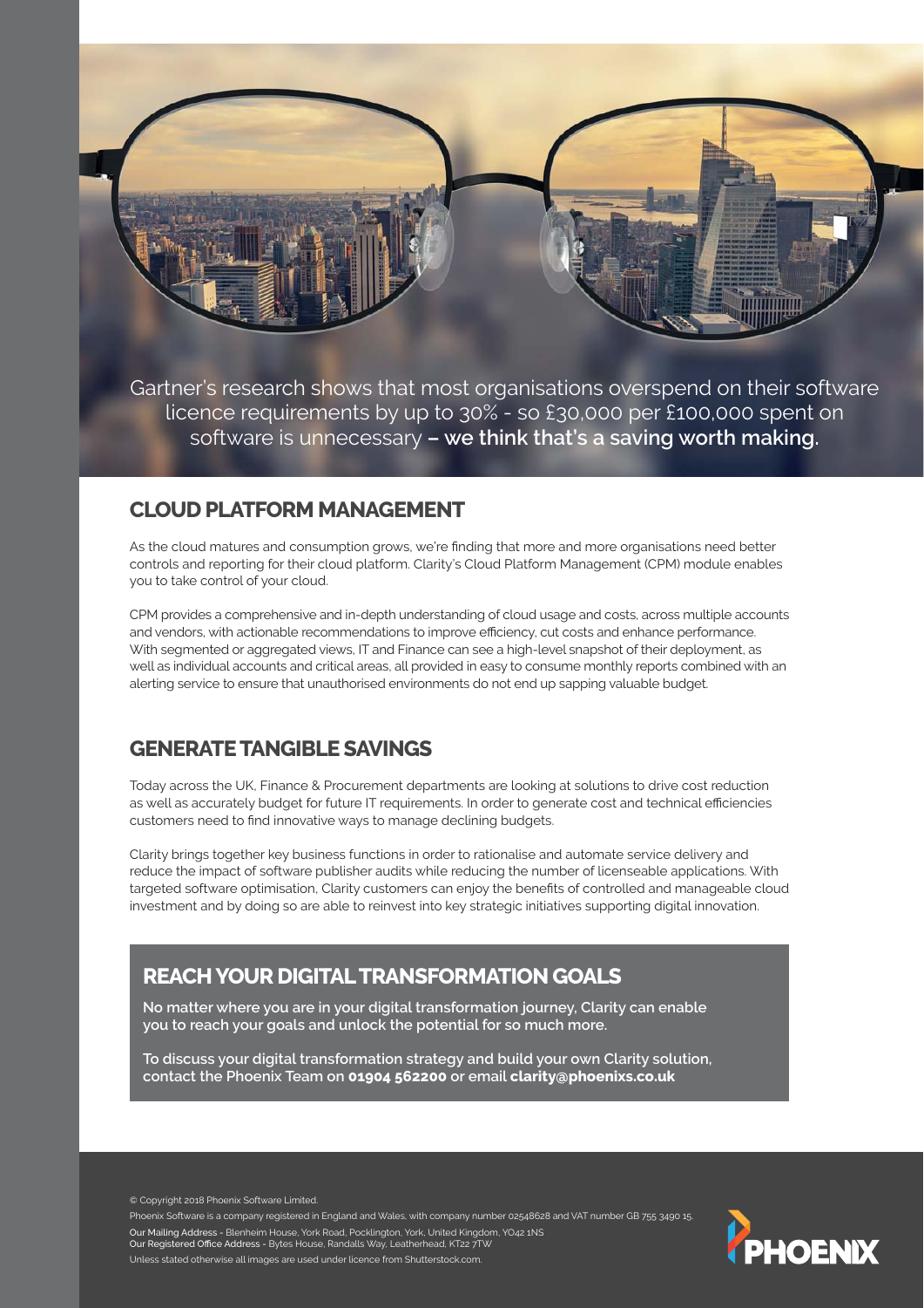Gartner's research shows that most organisations overspend on their software licence requirements by up to 30% - so £30,000 per £100,000 spent on software is unnecessary **– we think that's a saving worth making.**

## CLOUD PLATFORM MANAGEMENT

As the cloud matures and consumption grows, we're finding that more and more organisations need better controls and reporting for their cloud platform. Clarity's Cloud Platform Management (CPM) module enables you to take control of your cloud.

CPM provides a comprehensive and in-depth understanding of cloud usage and costs, across multiple accounts and vendors, with actionable recommendations to improve efficiency, cut costs and enhance performance. With segmented or aggregated views, IT and Finance can see a high-level snapshot of their deployment, as well as individual accounts and critical areas, all provided in easy to consume monthly reports combined with an alerting service to ensure that unauthorised environments do not end up sapping valuable budget.

## GENERATE TANGIBLE SAVINGS

Today across the UK, Finance & Procurement departments are looking at solutions to drive cost reduction as well as accurately budget for future IT requirements. In order to generate cost and technical efficiencies customers need to find innovative ways to manage declining budgets.

Clarity brings together key business functions in order to rationalise and automate service delivery and reduce the impact of software publisher audits while reducing the number of licenseable applications. With targeted software optimisation, Clarity customers can enjoy the benefits of controlled and manageable cloud investment and by doing so are able to reinvest into key strategic initiatives supporting digital innovation.

## REACH YOUR DIGITAL TRANSFORMATION GOALS

**No matter where you are in your digital transformation journey, Clarity can enable you to reach your goals and unlock the potential for so much more.**

**To discuss your digital transformation strategy and build your own Clarity solution, contact the Phoenix Team on 01904 562200 or email clarity@phoenixs.co.uk**

© Copyright 2018 Phoenix Software Limited.

Phoenix Software is a company registered in England and Wales, with company number 02548628 and VAT number GB 755 3490 15.

Our Mailing Address - Blenheim House, York Road, Pocklington, York, United Kingdom, YO42 1NS
Our Registered Office Address - Bytes House, Randalls Way, Leatherhead, KT22 7TW

Unless stated otherwise all images are used under licence from Shutterstock.com.

PHOENIX